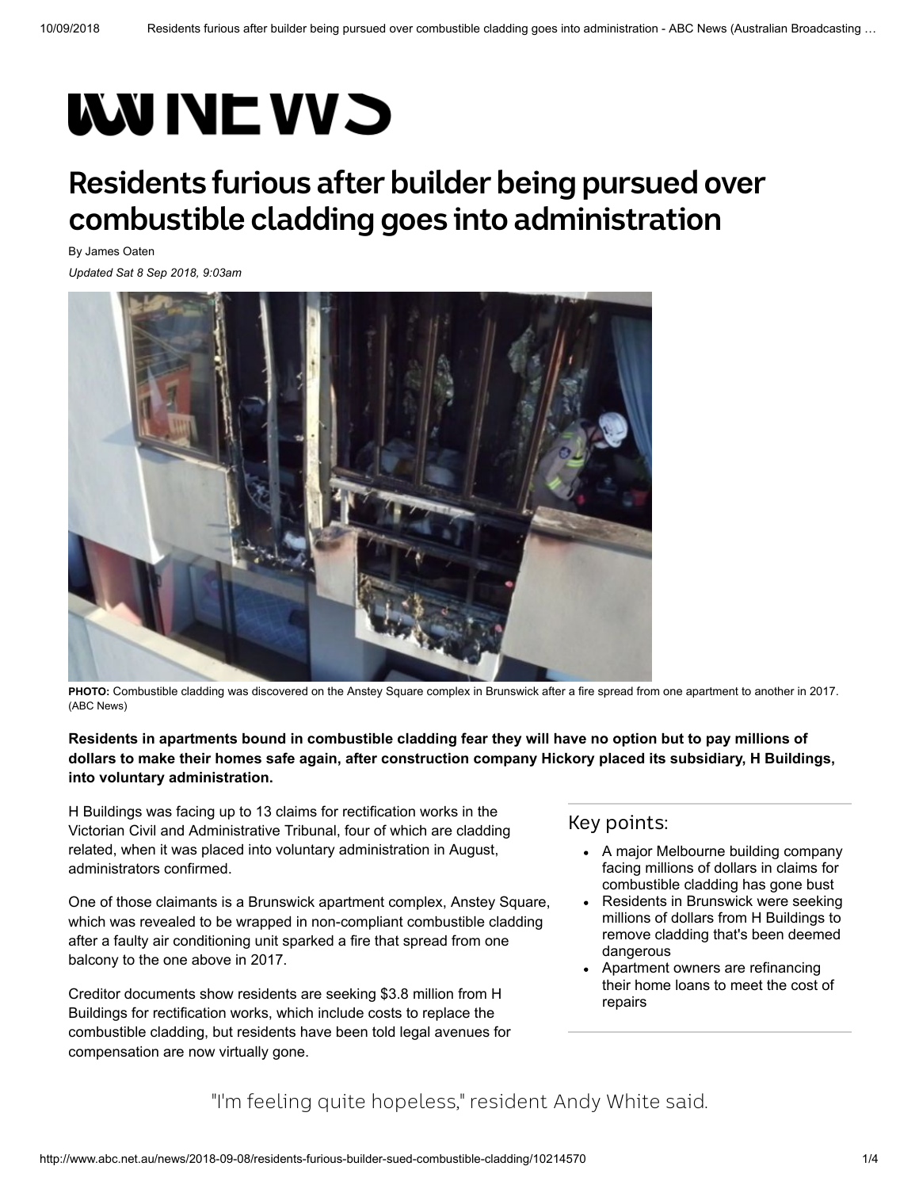# Residents furious after builder being pursued over combustible cladding goes into administration

By James Oaten

*Updated Sat 8 Sep 2018, 9:03am*

**PHOTO:** Combustible cladding was discovered on the Anstey Square complex in Brunswick after a fire spread from one apartment to another in 2017. (ABC News)

**Residents in apartments bound in combustible cladding fear they will have no option but to pay millions of dollars to make their homes safe again, after construction company Hickory placed its subsidiary, H Buildings, into voluntary administration.**

H Buildings was facing up to 13 claims for rectification works in the Victorian Civil and Administrative Tribunal, four of which are cladding related, when it was placed into voluntary administration in August, administrators confirmed.

One of those claimants is a Brunswick apartment complex, Anstey Square, which was revealed to be wrapped in non-compliant combustible cladding after a faulty air conditioning unit sparked a fire that spread from one balcony to the one above in 2017.

Creditor documents show residents are seeking $3.8 million from H Buildings for rectification works, which include costs to replace the combustible cladding, but residents have been told legal avenues for compensation are now virtually gone.

## Key points:

- A major Melbourne building company facing millions of dollars in claims for combustible cladding has gone bust
- Residents in Brunswick were seeking millions of dollars from H Buildings to remove cladding that's been deemed dangerous
- Apartment owners are refinancing their home loans to meet the cost of repairs

"I'm feeling quite hopeless," resident Andy White said.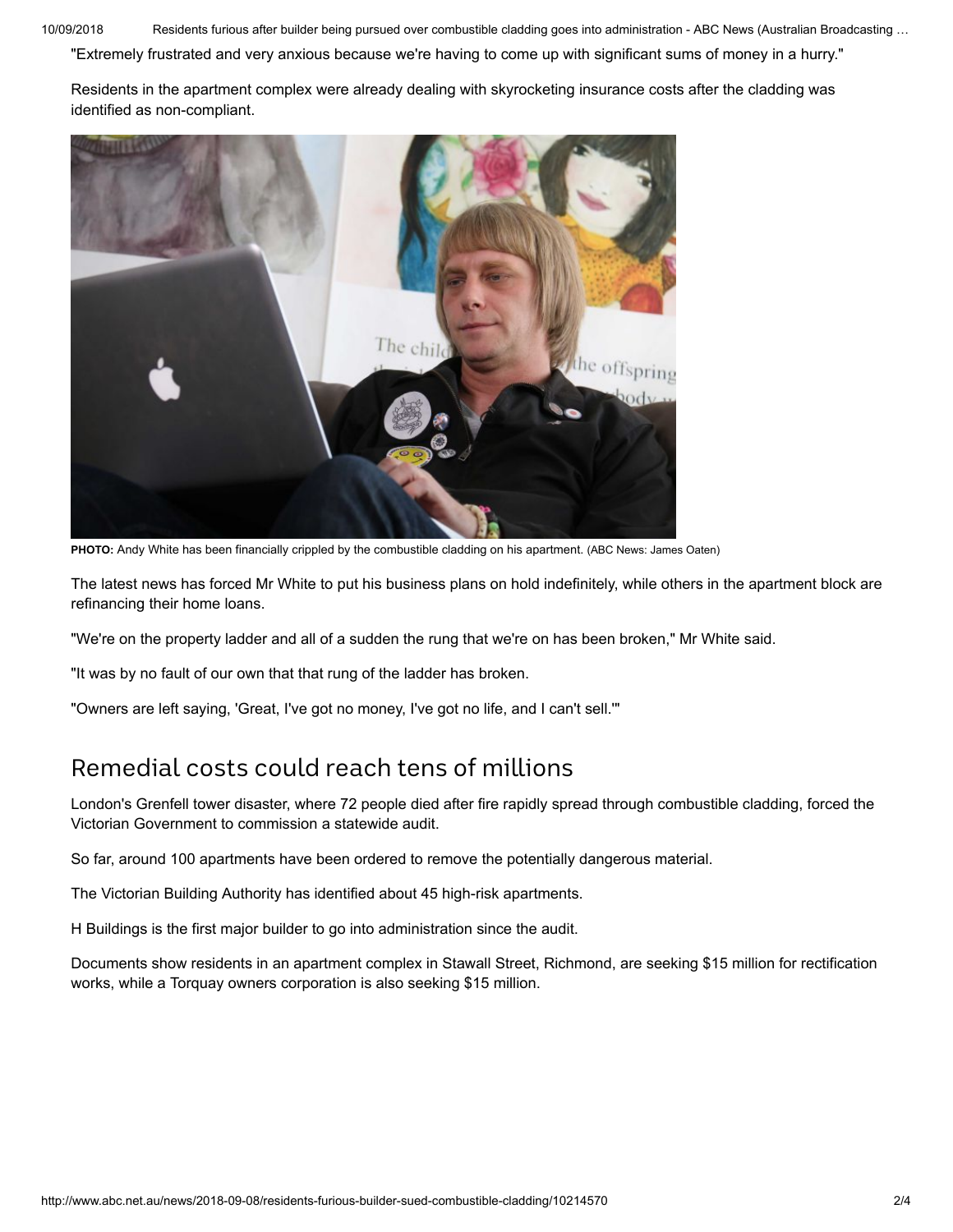"Extremely frustrated and very anxious because we're having to come up with significant sums of money in a hurry."

Residents in the apartment complex were already dealing with skyrocketing insurance costs after the cladding was identified as non-compliant.

**PHOTO:** Andy White has been financially crippled by the combustible cladding on his apartment. (ABC News: James Oaten)

The latest news has forced Mr White to put his business plans on hold indefinitely, while others in the apartment block are refinancing their home loans.

"We're on the property ladder and all of a sudden the rung that we're on has been broken," Mr White said.

"It was by no fault of our own that that rung of the ladder has broken.

"Owners are left saying, 'Great, I've got no money, I've got no life, and I can't sell.'"

## Remedial costs could reach tens of millions

London's Grenfell tower disaster, where 72 people died after fire rapidly spread through combustible cladding, forced the Victorian Government to commission a statewide audit.

So far, around 100 apartments have been ordered to remove the potentially dangerous material.

The Victorian Building Authority has identified about 45 high-risk apartments.

H Buildings is the first major builder to go into administration since the audit.

Documents show residents in an apartment complex in Stawall Street, Richmond, are seeking $15 million for rectification works, while a Torquay owners corporation is also seeking $15 million.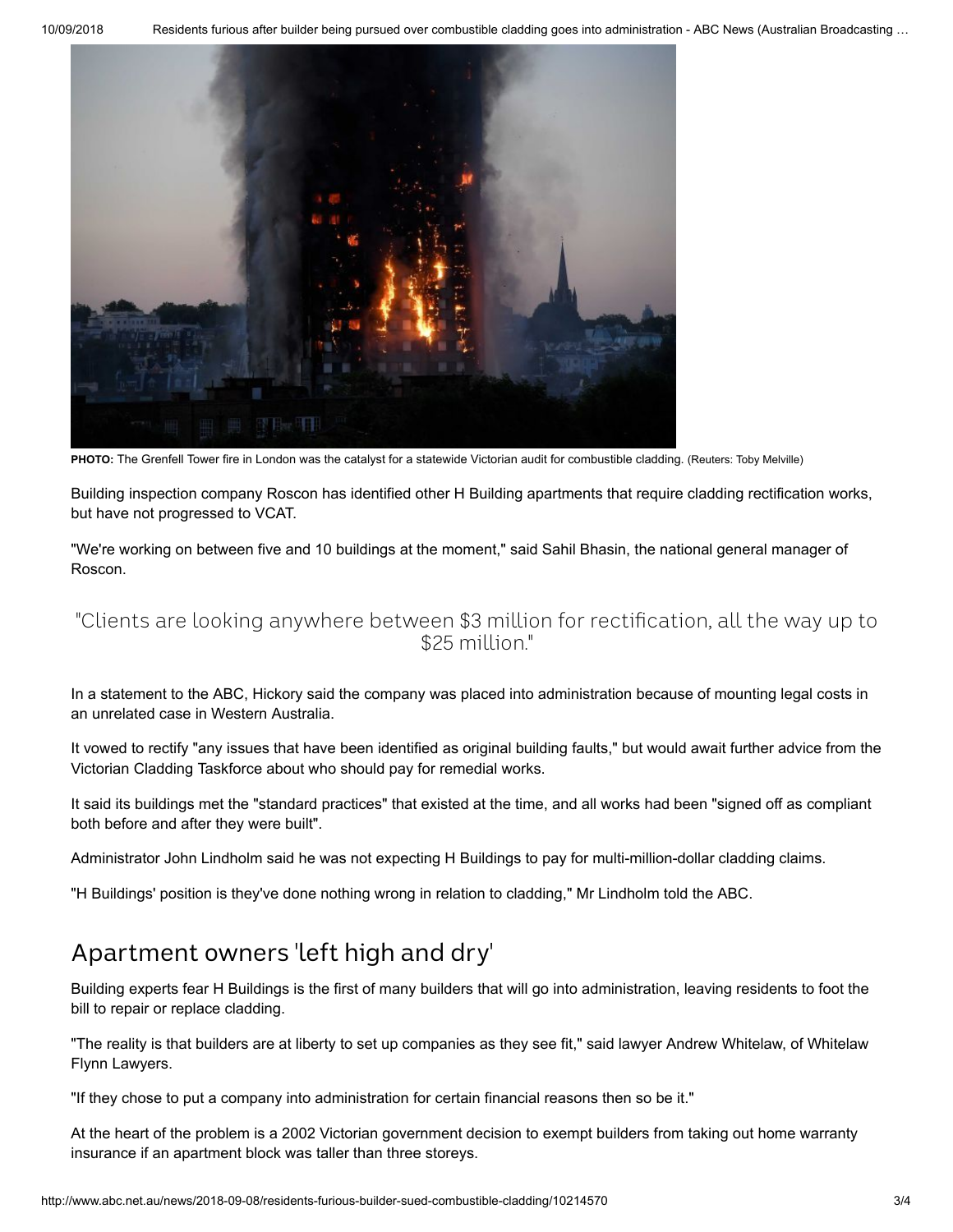**PHOTO:** The Grenfell Tower fire in London was the catalyst for a statewide Victorian audit for combustible cladding. (Reuters: Toby Melville)

Building inspection company Roscon has identified other H Building apartments that require cladding rectification works, but have not progressed to VCAT.

"We're working on between five and 10 buildings at the moment," said Sahil Bhasin, the national general manager of Roscon.

> "Clients are looking anywhere between $3 million for rectification, all the way up to $25 million."

In a statement to the ABC, Hickory said the company was placed into administration because of mounting legal costs in an unrelated case in Western Australia.

It vowed to rectify "any issues that have been identified as original building faults," but would await further advice from the Victorian Cladding Taskforce about who should pay for remedial works.

It said its buildings met the "standard practices" that existed at the time, and all works had been "signed off as compliant both before and after they were built".

Administrator John Lindholm said he was not expecting H Buildings to pay for multi-million-dollar cladding claims.

"H Buildings' position is they've done nothing wrong in relation to cladding," Mr Lindholm told the ABC.

## Apartment owners 'left high and dry'

Building experts fear H Buildings is the first of many builders that will go into administration, leaving residents to foot the bill to repair or replace cladding.

"The reality is that builders are at liberty to set up companies as they see fit," said lawyer Andrew Whitelaw, of Whitelaw Flynn Lawyers.

"If they chose to put a company into administration for certain financial reasons then so be it."

At the heart of the problem is a 2002 Victorian government decision to exempt builders from taking out home warranty insurance if an apartment block was taller than three storeys.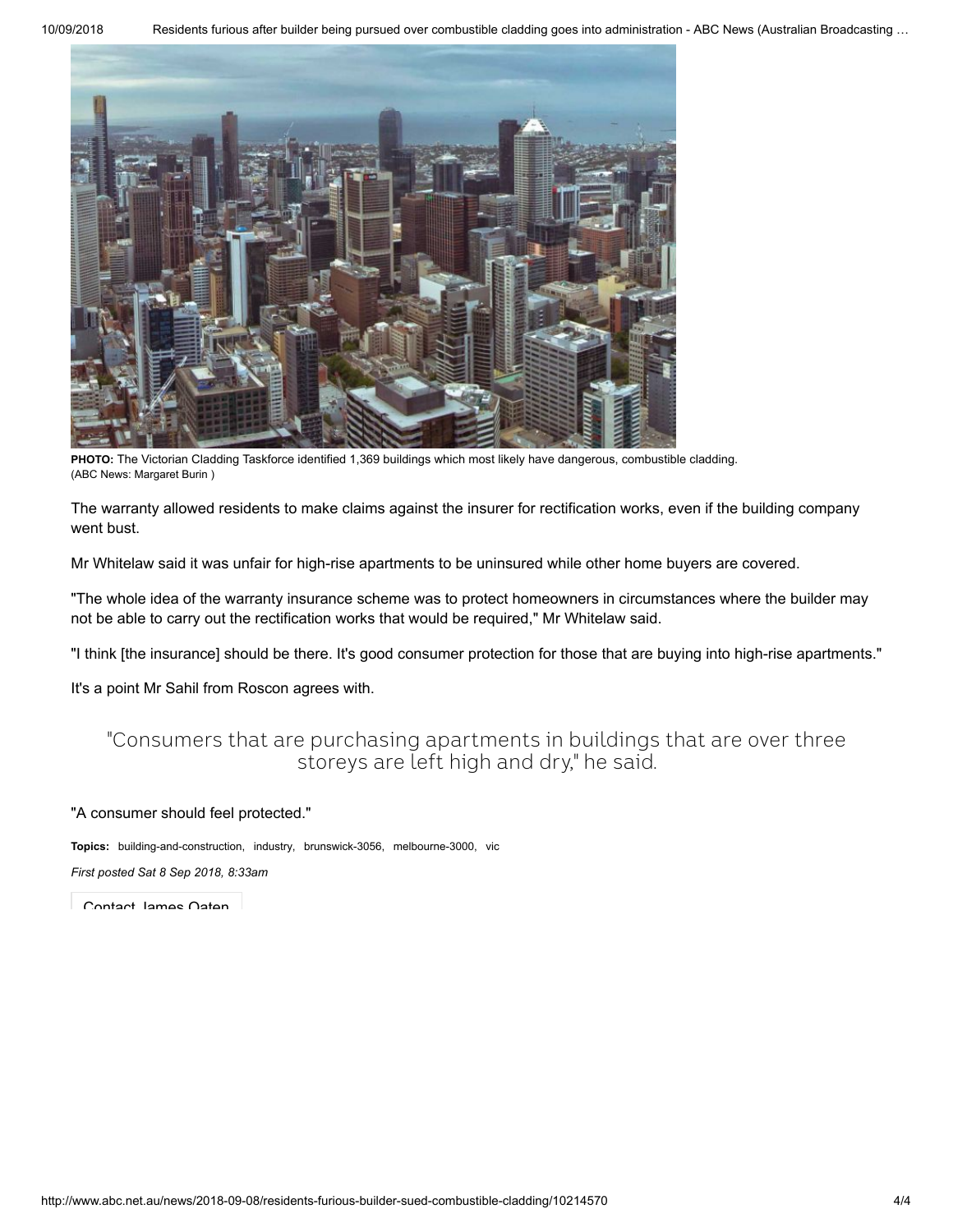**PHOTO:** The Victorian Cladding Taskforce identified 1,369 buildings which most likely have dangerous, combustible cladding. (ABC News: Margaret Burin )

The warranty allowed residents to make claims against the insurer for rectification works, even if the building company went bust.

Mr Whitelaw said it was unfair for high-rise apartments to be uninsured while other home buyers are covered.

"The whole idea of the warranty insurance scheme was to protect homeowners in circumstances where the builder may not be able to carry out the rectification works that would be required," Mr Whitelaw said.

"I think [the insurance] should be there. It's good consumer protection for those that are buying into high-rise apartments."

It's a point Mr Sahil from Roscon agrees with.

> "Consumers that are purchasing apartments in buildings that are over three storeys are left high and dry," he said.

"A consumer should feel protected."

**Topics:** building-and-construction, industry, brunswick-3056, melbourne-3000, vic

*First posted Sat 8 Sep 2018, 8:33am*

Contact James Oaten